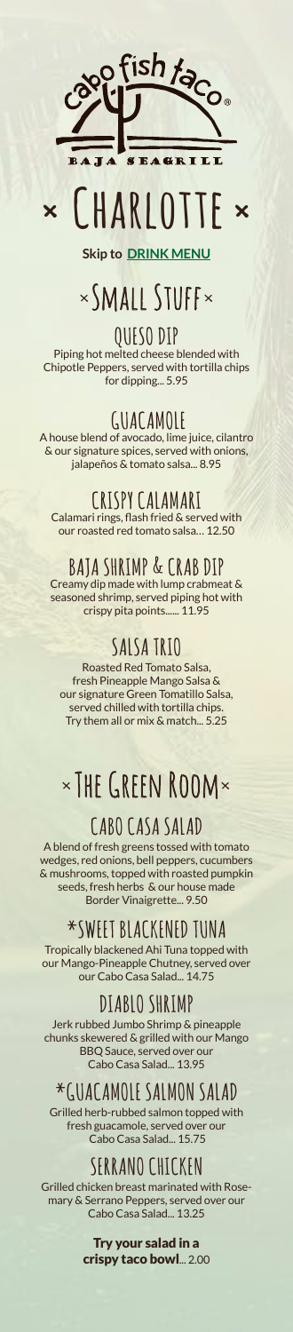cabo fish taco®

BAJA SEAGRILL

# × Charlotte ×

**Skip to DRINK MENU**

## ×Small Stuff×

### Queso Dip

Piping hot melted cheese blended with Chipotle Peppers, served with tortilla chips for dipping... 5.95

### Guacamole

A house blend of avocado, lime juice, cilantro & our signature spices, served with onions, jalapeños & tomato salsa... 8.95

### Crispy Calamari

Calamari rings, flash fried & served with our roasted red tomato salsa… 12.50

### Baja Shrimp & Crab Dip

Creamy dip made with lump crabmeat & seasoned shrimp, served piping hot with crispy pita points...... 11.95

### Salsa Trio

Roasted Red Tomato Salsa, fresh Pineapple Mango Salsa & our signature Green Tomatillo Salsa, served chilled with tortilla chips. Try them all or mix & match... 5.25

## ×The Green Room×

### Cabo Casa Salad

A blend of fresh greens tossed with tomato wedges, red onions, bell peppers, cucumbers & mushrooms, topped with roasted pumpkin seeds, fresh herbs & our house made Border Vinaigrette... 9.50

### *Sweet Blackened Tuna

Tropically blackened Ahi Tuna topped with our Mango-Pineapple Chutney, served over our Cabo Casa Salad... 14.75

### Diablo Shrimp

Jerk rubbed Jumbo Shrimp & pineapple chunks skewered & grilled with our Mango BBQ Sauce, served over our Cabo Casa Salad... 13.95

### *Guacamole Salmon Salad

Grilled herb-rubbed salmon topped with fresh guacamole, served over our Cabo Casa Salad... 15.75

### Serrano Chicken

Grilled chicken breast marinated with Rosemary & Serrano Peppers, served over our Cabo Casa Salad... 13.25

**Try your salad in a crispy taco bowl**... 2.00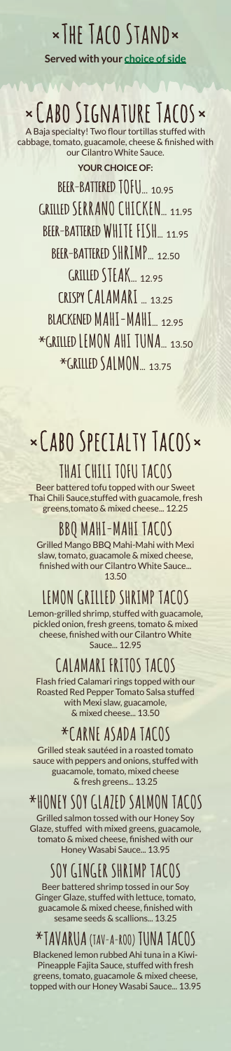# ×The Taco Stand×

**Served with your choice of side**

## ×Cabo Signature Tacos×

A Baja specialty! Two flour tortillas stuffed with cabbage, tomato, guacamole, cheese & finished with our Cilantro White Sauce.

**YOUR CHOICE OF:**

BEER-BATTERED TOFU... 10.95

GRILLED SERRANO CHICKEN... 11.95

BEER-BATTERED WHITE FISH... 11.95

BEER-BATTERED SHRIMP... 12.50

GRILLED STEAK... 12.95

CRISPY CALAMARI ... 13.25

BLACKENED MAHI-MAHI... 12.95

*GRILLED LEMON AHI TUNA... 13.50

*GRILLED SALMON... 13.75

## ×Cabo Specialty Tacos×

### THAI CHILI TOFU TACOS

Beer battered tofu topped with our Sweet Thai Chili Sauce,stuffed with gucamole, fresh greens,tomato & mixed cheese... 12.25

### BBQ MAHI-MAHI TACOS

Grilled Mango BBQ Mahi-Mahi with Mexi slaw, tomato, guacamole & mixed cheese, finished with our Cilantro White Sauce... 13.50

### LEMON GRILLED SHRIMP TACOS

Lemon-grilled shrimp, stuffed with guacamole, pickled onion, fresh greens, tomato & mixed cheese, finished with our Cilantro White Sauce... 12.95

### CALAMARI FRITOS TACOS

Flash fried Calamari rings topped with our Roasted Red Pepper Tomato Salsa stuffed with Mexi slaw, guacamole, & mixed cheese... 13.50

### *CARNE ASADA TACOS

Grilled steak sautéed in a roasted tomato sauce with peppers and onions, stuffed with guacamole, tomato, mixed cheese & fresh greens... 13.25

### *HONEY SOY GLAZED SALMON TACOS

Grilled salmon tossed with our Honey Soy Glaze, stuffed with mixed greens, guacamole, tomato & mixed cheese, finished with our Honey Wasabi Sauce... 13.95

### SOY GINGER SHRIMP TACOS

Beer battered shrimp tossed in our Soy Ginger Glaze, stuffed with lettuce, tomato, guacamole & mixed cheese, finished with sesame seeds & scallions... 13.25

### *TAVARUA (TAV-A-ROO) TUNA TACOS

Blackened lemon rubbed Ahi tuna in a Kiwi-Pineapple Fajita Sauce, stuffed with fresh greens, tomato, guacamole & mixed cheese, topped with our Honey Wasabi Sauce... 13.95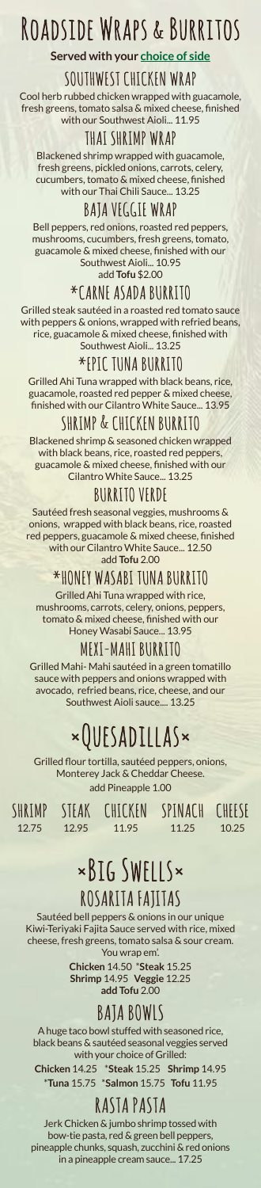# Roadside Wraps & Burritos

**Served with your choice of side**

## SOUTHWEST CHICKEN WRAP

Cool herb rubbed chicken wrapped with guacamole, fresh greens, tomato salsa & mixed cheese, finished with our Southwest Aioli... 11.95

## THAI SHRIMP WRAP

Blackened shrimp wrapped with guacamole, fresh greens, pickled onions, carrots, celery, cucumbers, tomato & mixed cheese, finished with our Thai Chili Sauce... 13.25

## BAJA VEGGIE WRAP

Bell peppers, red onions, roasted red peppers, mushrooms, cucumbers, fresh greens, tomato, guacamole & mixed cheese, finished with our Southwest Aioli... 10.95
add **Tofu** $2.00

## *CARNE ASADA BURRITO

Grilled steak sautéed in a roasted red tomato sauce with peppers & onions, wrapped with refried beans, rice, guacamole & mixed cheese, finished with Southwest Aioli... 13.25

## *EPIC TUNA BURRITO

Grilled Ahi Tuna wrapped with black beans, rice, guacamole, roasted red pepper & mixed cheese, finished with our Cilantro White Sauce... 13.95

## SHRIMP & CHICKEN BURRITO

Blackened shrimp & seasoned chicken wrapped with black beans, rice, roasted red peppers, guacamole & mixed cheese, finished with our Cilantro White Sauce... 13.25

## BURRITO VERDE

Sautéed fresh seasonal veggies, mushrooms & onions, wrapped with black beans, rice, roasted red peppers, guacamole & mixed cheese, finished with our Cilantro White Sauce... 12.50
add **Tofu** 2.00

## *HONEY WASABI TUNA BURRITO

Grilled Ahi Tuna wrapped with rice, mushrooms, carrots, celery, onions, peppers, tomato & mixed cheese, finished with our Honey Wasabi Sauce... 13.95

## MEXI-MAHI BURRITO

Grilled Mahi- Mahi sautéed in a green tomatillo sauce with peppers and onions wrapped with avocado, refried beans, rice, cheese, and our Southwest Aioli sauce.... 13.25

# ×Quesadillas×

Grilled flour tortilla, sautéed peppers, onions, Monterey Jack & Cheddar Cheese.
add Pineapple 1.00

| SHRIMP | STEAK | CHICKEN | SPINACH | CHEESE |
|---|---|---|---|---|
| 12.75 | 12.95 | 11.95 | 11.25 | 10.25 |

# ×Big Swells×

## ROSARITA FAJITAS

Sautéed bell peppers & onions in our unique Kiwi-Teriyaki Fajita Sauce served with rice, mixed cheese, fresh greens, tomato salsa & sour cream. You wrap em'.

**Chicken** 14.50 ***Steak** 15.25
**Shrimp** 14.95 **Veggie** 12.25
**add Tofu** 2.00

## BAJA BOWLS

A huge taco bowl stuffed with seasoned rice, black beans & sautéed seasonal veggies served with your choice of Grilled:

**Chicken** 14.25 ***Steak** 15.25 **Shrimp** 14.95
***Tuna** 15.75 ***Salmon** 15.75 **Tofu** 11.95

## RASTA PASTA

Jerk Chicken & jumbo shrimp tossed with bow-tie pasta, red & green bell peppers, pineapple chunks, squash, zucchini & red onions in a pineapple cream sauce... 17.25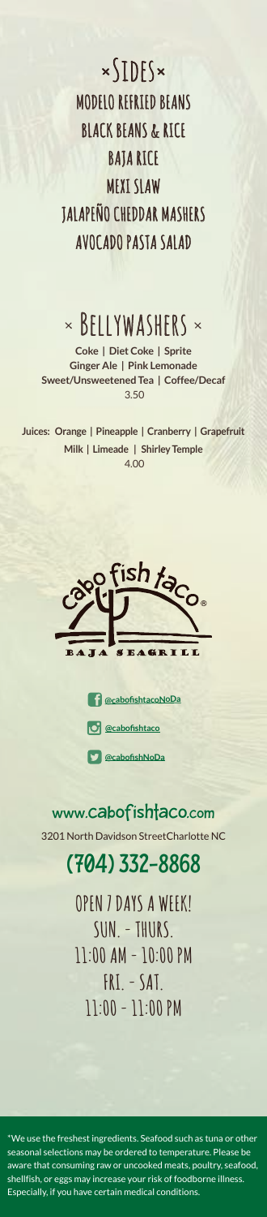## × SIDES ×

MODELO REFRIED BEANS

BLACK BEANS & RICE

BAJA RICE

MEXI SLAW

JALAPEÑO CHEDDAR MASHERS

AVOCADO PASTA SALAD

## × BELLYWASHERS ×

**Coke | Diet Coke | Sprite**
**Ginger Ale | Pink Lemonade**
**Sweet/Unsweetened Tea | Coffee/Decaf**
3.50

**Juices: Orange | Pineapple | Cranberry | Grapefruit**
**Milk | Limeade | Shirley Temple**
4.00

cabo fish taco®
BAJA SEAGRILL

@cabofishtacoNoDa

@cabofishtaco

@cabofishNoDa

**www.cabofishtaco.com**

3201 North Davidson StreetCharlotte NC

## (704) 332-8868

OPEN 7 DAYS A WEEK!
SUN. - THURS.
11:00 AM - 10:00 PM
FRI. - SAT.
11:00 - 11:00 PM

*We use the freshest ingredients. Seafood such as tuna or other seasonal selections may be ordered to temperature. Please be aware that consuming raw or uncooked meats, poultry, seafood, shellfish, or eggs may increase your risk of foodborne illness. Especially, if you have certain medical conditions.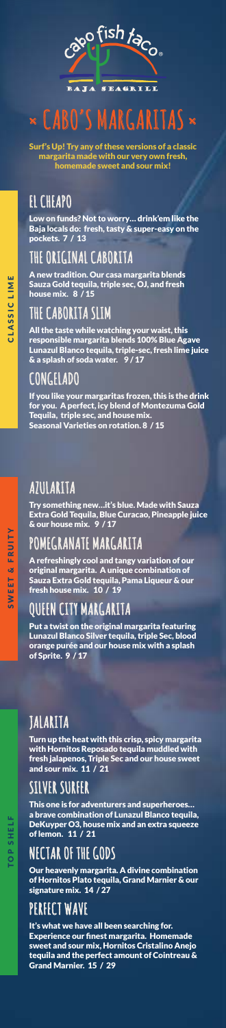Cabo fish taco

BAJA SEAGRILL

# × CABO'S MARGARITAS ×

**Surf's Up! Try any of these versions of a classic margarita made with our very own fresh, homemade sweet and sour mix!**

## CLASSIC LIME

### EL CHEAPO

**Low on funds? Not to worry... drink'em like the Baja locals do: fresh, tasty & super-easy on the pockets. 7 / 13**

### THE ORIGINAL CABORITA

**A new tradition. Our casa margarita blends Sauza Gold tequila, triple sec, OJ, and fresh house mix. 8 / 15**

### THE CABORITA SLIM

**All the taste while watching your waist, this responsible margarita blends 100% Blue Agave Lunazul Blanco tequila, triple-sec, fresh lime juice & a splash of soda water. 9 / 17**

### CONGELADO

**If you like your margaritas frozen, this is the drink for you. A perfect, icy blend of Montezuma Gold Tequila, triple sec, and house mix. Seasonal Varieties on rotation. 8 / 15**

## SWEET & FRUITY

### AZULARITA

**Try something new...it's blue. Made with Sauza Extra Gold Tequila, Blue Curacao, Pineapple juice & our house mix. 9 / 17**

### POMEGRANATE MARGARITA

**A refreshingly cool and tangy variation of our original margarita. A unique combination of Sauza Extra Gold tequila, Pama Liqueur & our fresh house mix. 10 / 19**

### QUEEN CITY MARGARITA

**Put a twist on the original margarita featuring Lunazul Blanco Silver tequila, triple Sec, blood orange purée and our house mix with a splash of Sprite. 9 / 17**

## TOP SHELF

### JALARITA

**Turn up the heat with this crisp, spicy margarita with Hornitos Reposado tequila muddled with fresh jalapenos, Triple Sec and our house sweet and sour mix. 11 / 21**

### SILVER SURFER

**This one is for adventurers and superheroes... a brave combination of Lunazul Blanco tequila, DeKuyper O3, house mix and an extra squeeze of lemon. 11 / 21**

### NECTAR OF THE GODS

**Our heavenly margarita. A divine combination of Hornitos Plato tequila, Grand Marnier & our signature mix. 14 / 27**

### PERFECT WAVE

**It's what we have all been searching for. Experience our finest margarita. Homemade sweet and sour mix, Hornitos Cristalino Anejo tequila and the perfect amount of Cointreau & Grand Marnier. 15 / 29**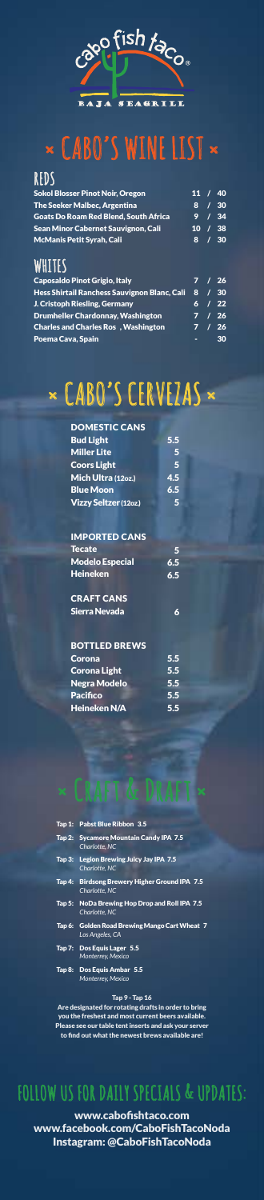# × CABO'S WINE LIST ×

## REDS

| | | |
|---|---|---|
| Sokol Blosser Pinot Noir, Oregon | 11 / | 40 |
| The Seeker Malbec, Argentina | 8 / | 30 |
| Goats Do Roam Red Blend, South Africa | 9 / | 34 |
| Sean Minor Cabernet Sauvignon, Cali | 10 / | 38 |
| McManis Petit Syrah, Cali | 8 / | 30 |

## WHITES

| | | |
|---|---|---|
| Caposaldo Pinot Grigio, Italy | 7 / | 26 |
| Hess Shirtail Ranchess Sauvignon Blanc, Cali | 8 / | 30 |
| J. Cristoph Riesling, Germany | 6 / | 22 |
| Drumheller Chardonnay, Washington | 7 / | 26 |
| Charles and Charles Ros , Washington | 7 / | 26 |
| Poema Cava, Spain | - | 30 |

# × CABO'S CERVEZAS ×

| DOMESTIC CANS | |
|---|---|
| Bud Light | 5.5 |
| Miller Lite | 5 |
| Coors Light | 5 |
| Mich Ultra (12oz.) | 4.5 |
| Blue Moon | 6.5 |
| Vizzy Seltzer (12oz.) | 5 |

| IMPORTED CANS | |
|---|---|
| Tecate | 5 |
| Modelo Especial | 6.5 |
| Heineken | 6.5 |

| CRAFT CANS | |
|---|---|
| Sierra Nevada | 6 |

| BOTTLED BREWS | |
|---|---|
| Corona | 5.5 |
| Corona Light | 5.5 |
| Negra Modelo | 5.5 |
| Pacifico | 5.5 |
| Heineken N/A | 5.5 |

# × CRAFT & DRAFT ×

- **Tap 1:** Pabst Blue Ribbon 3.5
- **Tap 2:** Sycamore Mountain Candy IPA 7.5
  *Charlotte, NC*
- **Tap 3:** Legion Brewing Juicy Jay IPA 7.5
  *Charlotte, NC*
- **Tap 4:** Birdsong Brewery Higher Ground IPA 7.5
  *Charlotte, NC*
- **Tap 5:** NoDa Brewing Hop Drop and Roll IPA 7.5
  *Charlotte, NC*
- **Tap 6:** Golden Road Brewing Mango Cart Wheat 7
  *Los Angeles, CA*
- **Tap 7:** Dos Equis Lager 5.5
  *Monterrey, Mexico*
- **Tap 8:** Dos Equis Ambar 5.5
  *Monterrey, Mexico*

**Tap 9 - Tap 16**

**Are designated for rotating drafts in order to bring you the freshest and most current beers available. Please see our table tent inserts and ask your server to find out what the newest brews available are!**

## FOLLOW US FOR DAILY SPECIALS & UPDATES:

**www.cabofishtaco.com**
**www.facebook.com/CaboFishTacoNoda**
**Instagram: @CaboFishTacoNoda**